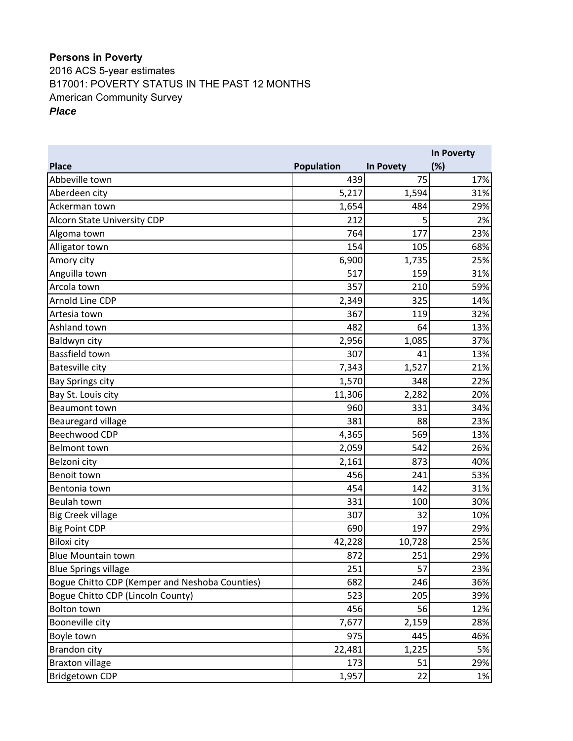**Persons in Poverty**

2016 ACS 5-year estimates

B17001: POVERTY STATUS IN THE PAST 12 MONTHS

American Community Survey

***Place***

| Place | Population | In Povety | In Poverty (%) |
|---|---|---|---|
| Abbeville town | 439 | 75 | 17% |
| Aberdeen city | 5,217 | 1,594 | 31% |
| Ackerman town | 1,654 | 484 | 29% |
| Alcorn State University CDP | 212 | 5 | 2% |
| Algoma town | 764 | 177 | 23% |
| Alligator town | 154 | 105 | 68% |
| Amory city | 6,900 | 1,735 | 25% |
| Anguilla town | 517 | 159 | 31% |
| Arcola town | 357 | 210 | 59% |
| Arnold Line CDP | 2,349 | 325 | 14% |
| Artesia town | 367 | 119 | 32% |
| Ashland town | 482 | 64 | 13% |
| Baldwyn city | 2,956 | 1,085 | 37% |
| Bassfield town | 307 | 41 | 13% |
| Batesville city | 7,343 | 1,527 | 21% |
| Bay Springs city | 1,570 | 348 | 22% |
| Bay St. Louis city | 11,306 | 2,282 | 20% |
| Beaumont town | 960 | 331 | 34% |
| Beauregard village | 381 | 88 | 23% |
| Beechwood CDP | 4,365 | 569 | 13% |
| Belmont town | 2,059 | 542 | 26% |
| Belzoni city | 2,161 | 873 | 40% |
| Benoit town | 456 | 241 | 53% |
| Bentonia town | 454 | 142 | 31% |
| Beulah town | 331 | 100 | 30% |
| Big Creek village | 307 | 32 | 10% |
| Big Point CDP | 690 | 197 | 29% |
| Biloxi city | 42,228 | 10,728 | 25% |
| Blue Mountain town | 872 | 251 | 29% |
| Blue Springs village | 251 | 57 | 23% |
| Bogue Chitto CDP (Kemper and Neshoba Counties) | 682 | 246 | 36% |
| Bogue Chitto CDP (Lincoln County) | 523 | 205 | 39% |
| Bolton town | 456 | 56 | 12% |
| Booneville city | 7,677 | 2,159 | 28% |
| Boyle town | 975 | 445 | 46% |
| Brandon city | 22,481 | 1,225 | 5% |
| Braxton village | 173 | 51 | 29% |
| Bridgetown CDP | 1,957 | 22 | 1% |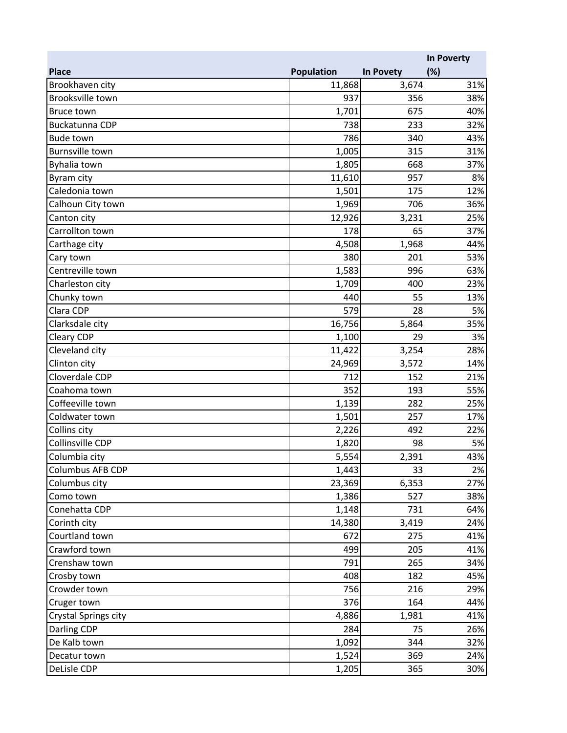| Place | Population | In Povety | In Poverty (%) |
|---|---|---|---|
| Brookhaven city | 11,868 | 3,674 | 31% |
| Brooksville town | 937 | 356 | 38% |
| Bruce town | 1,701 | 675 | 40% |
| Buckatunna CDP | 738 | 233 | 32% |
| Bude town | 786 | 340 | 43% |
| Burnsville town | 1,005 | 315 | 31% |
| Byhalia town | 1,805 | 668 | 37% |
| Byram city | 11,610 | 957 | 8% |
| Caledonia town | 1,501 | 175 | 12% |
| Calhoun City town | 1,969 | 706 | 36% |
| Canton city | 12,926 | 3,231 | 25% |
| Carrollton town | 178 | 65 | 37% |
| Carthage city | 4,508 | 1,968 | 44% |
| Cary town | 380 | 201 | 53% |
| Centreville town | 1,583 | 996 | 63% |
| Charleston city | 1,709 | 400 | 23% |
| Chunky town | 440 | 55 | 13% |
| Clara CDP | 579 | 28 | 5% |
| Clarksdale city | 16,756 | 5,864 | 35% |
| Cleary CDP | 1,100 | 29 | 3% |
| Cleveland city | 11,422 | 3,254 | 28% |
| Clinton city | 24,969 | 3,572 | 14% |
| Cloverdale CDP | 712 | 152 | 21% |
| Coahoma town | 352 | 193 | 55% |
| Coffeeville town | 1,139 | 282 | 25% |
| Coldwater town | 1,501 | 257 | 17% |
| Collins city | 2,226 | 492 | 22% |
| Collinsville CDP | 1,820 | 98 | 5% |
| Columbia city | 5,554 | 2,391 | 43% |
| Columbus AFB CDP | 1,443 | 33 | 2% |
| Columbus city | 23,369 | 6,353 | 27% |
| Como town | 1,386 | 527 | 38% |
| Conehatta CDP | 1,148 | 731 | 64% |
| Corinth city | 14,380 | 3,419 | 24% |
| Courtland town | 672 | 275 | 41% |
| Crawford town | 499 | 205 | 41% |
| Crenshaw town | 791 | 265 | 34% |
| Crosby town | 408 | 182 | 45% |
| Crowder town | 756 | 216 | 29% |
| Cruger town | 376 | 164 | 44% |
| Crystal Springs city | 4,886 | 1,981 | 41% |
| Darling CDP | 284 | 75 | 26% |
| De Kalb town | 1,092 | 344 | 32% |
| Decatur town | 1,524 | 369 | 24% |
| DeLisle CDP | 1,205 | 365 | 30% |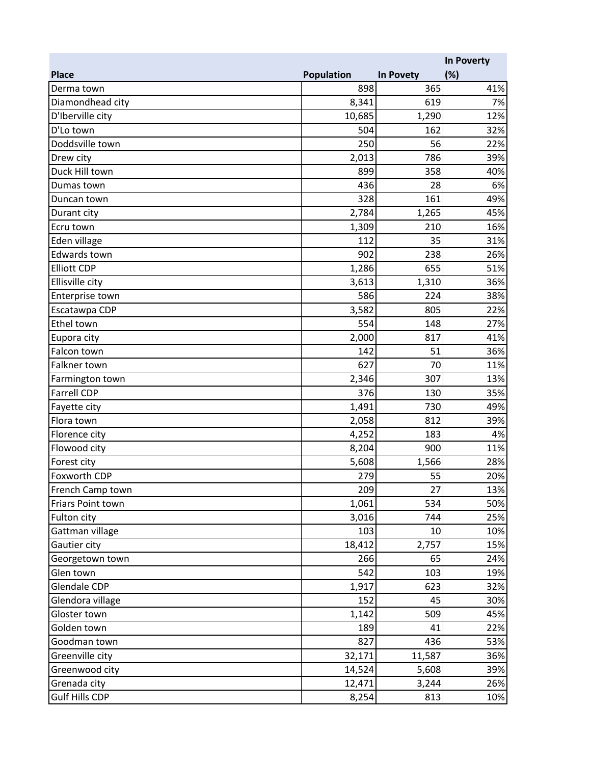| Place | Population | In Povety | In Poverty (%) |
|---|---|---|---|
| Derma town | 898 | 365 | 41% |
| Diamondhead city | 8,341 | 619 | 7% |
| D'Iberville city | 10,685 | 1,290 | 12% |
| D'Lo town | 504 | 162 | 32% |
| Doddsville town | 250 | 56 | 22% |
| Drew city | 2,013 | 786 | 39% |
| Duck Hill town | 899 | 358 | 40% |
| Dumas town | 436 | 28 | 6% |
| Duncan town | 328 | 161 | 49% |
| Durant city | 2,784 | 1,265 | 45% |
| Ecru town | 1,309 | 210 | 16% |
| Eden village | 112 | 35 | 31% |
| Edwards town | 902 | 238 | 26% |
| Elliott CDP | 1,286 | 655 | 51% |
| Ellisville city | 3,613 | 1,310 | 36% |
| Enterprise town | 586 | 224 | 38% |
| Escatawpa CDP | 3,582 | 805 | 22% |
| Ethel town | 554 | 148 | 27% |
| Eupora city | 2,000 | 817 | 41% |
| Falcon town | 142 | 51 | 36% |
| Falkner town | 627 | 70 | 11% |
| Farmington town | 2,346 | 307 | 13% |
| Farrell CDP | 376 | 130 | 35% |
| Fayette city | 1,491 | 730 | 49% |
| Flora town | 2,058 | 812 | 39% |
| Florence city | 4,252 | 183 | 4% |
| Flowood city | 8,204 | 900 | 11% |
| Forest city | 5,608 | 1,566 | 28% |
| Foxworth CDP | 279 | 55 | 20% |
| French Camp town | 209 | 27 | 13% |
| Friars Point town | 1,061 | 534 | 50% |
| Fulton city | 3,016 | 744 | 25% |
| Gattman village | 103 | 10 | 10% |
| Gautier city | 18,412 | 2,757 | 15% |
| Georgetown town | 266 | 65 | 24% |
| Glen town | 542 | 103 | 19% |
| Glendale CDP | 1,917 | 623 | 32% |
| Glendora village | 152 | 45 | 30% |
| Gloster town | 1,142 | 509 | 45% |
| Golden town | 189 | 41 | 22% |
| Goodman town | 827 | 436 | 53% |
| Greenville city | 32,171 | 11,587 | 36% |
| Greenwood city | 14,524 | 5,608 | 39% |
| Grenada city | 12,471 | 3,244 | 26% |
| Gulf Hills CDP | 8,254 | 813 | 10% |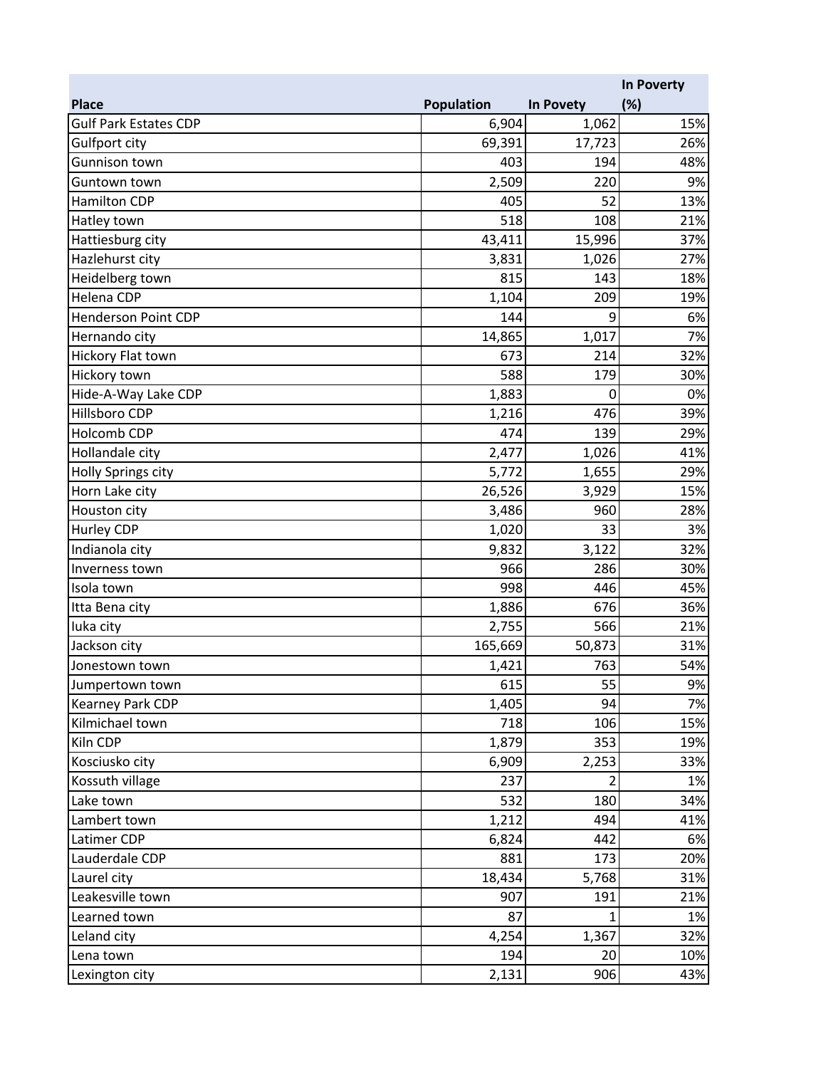| Place | Population | In Povety | In Poverty (%) |
|---|---|---|---|
| Gulf Park Estates CDP | 6,904 | 1,062 | 15% |
| Gulfport city | 69,391 | 17,723 | 26% |
| Gunnison town | 403 | 194 | 48% |
| Guntown town | 2,509 | 220 | 9% |
| Hamilton CDP | 405 | 52 | 13% |
| Hatley town | 518 | 108 | 21% |
| Hattiesburg city | 43,411 | 15,996 | 37% |
| Hazlehurst city | 3,831 | 1,026 | 27% |
| Heidelberg town | 815 | 143 | 18% |
| Helena CDP | 1,104 | 209 | 19% |
| Henderson Point CDP | 144 | 9 | 6% |
| Hernando city | 14,865 | 1,017 | 7% |
| Hickory Flat town | 673 | 214 | 32% |
| Hickory town | 588 | 179 | 30% |
| Hide-A-Way Lake CDP | 1,883 | 0 | 0% |
| Hillsboro CDP | 1,216 | 476 | 39% |
| Holcomb CDP | 474 | 139 | 29% |
| Hollandale city | 2,477 | 1,026 | 41% |
| Holly Springs city | 5,772 | 1,655 | 29% |
| Horn Lake city | 26,526 | 3,929 | 15% |
| Houston city | 3,486 | 960 | 28% |
| Hurley CDP | 1,020 | 33 | 3% |
| Indianola city | 9,832 | 3,122 | 32% |
| Inverness town | 966 | 286 | 30% |
| Isola town | 998 | 446 | 45% |
| Itta Bena city | 1,886 | 676 | 36% |
| Iuka city | 2,755 | 566 | 21% |
| Jackson city | 165,669 | 50,873 | 31% |
| Jonestown town | 1,421 | 763 | 54% |
| Jumpertown town | 615 | 55 | 9% |
| Kearney Park CDP | 1,405 | 94 | 7% |
| Kilmichael town | 718 | 106 | 15% |
| Kiln CDP | 1,879 | 353 | 19% |
| Kosciusko city | 6,909 | 2,253 | 33% |
| Kossuth village | 237 | 2 | 1% |
| Lake town | 532 | 180 | 34% |
| Lambert town | 1,212 | 494 | 41% |
| Latimer CDP | 6,824 | 442 | 6% |
| Lauderdale CDP | 881 | 173 | 20% |
| Laurel city | 18,434 | 5,768 | 31% |
| Leakesville town | 907 | 191 | 21% |
| Learned town | 87 | 1 | 1% |
| Leland city | 4,254 | 1,367 | 32% |
| Lena town | 194 | 20 | 10% |
| Lexington city | 2,131 | 906 | 43% |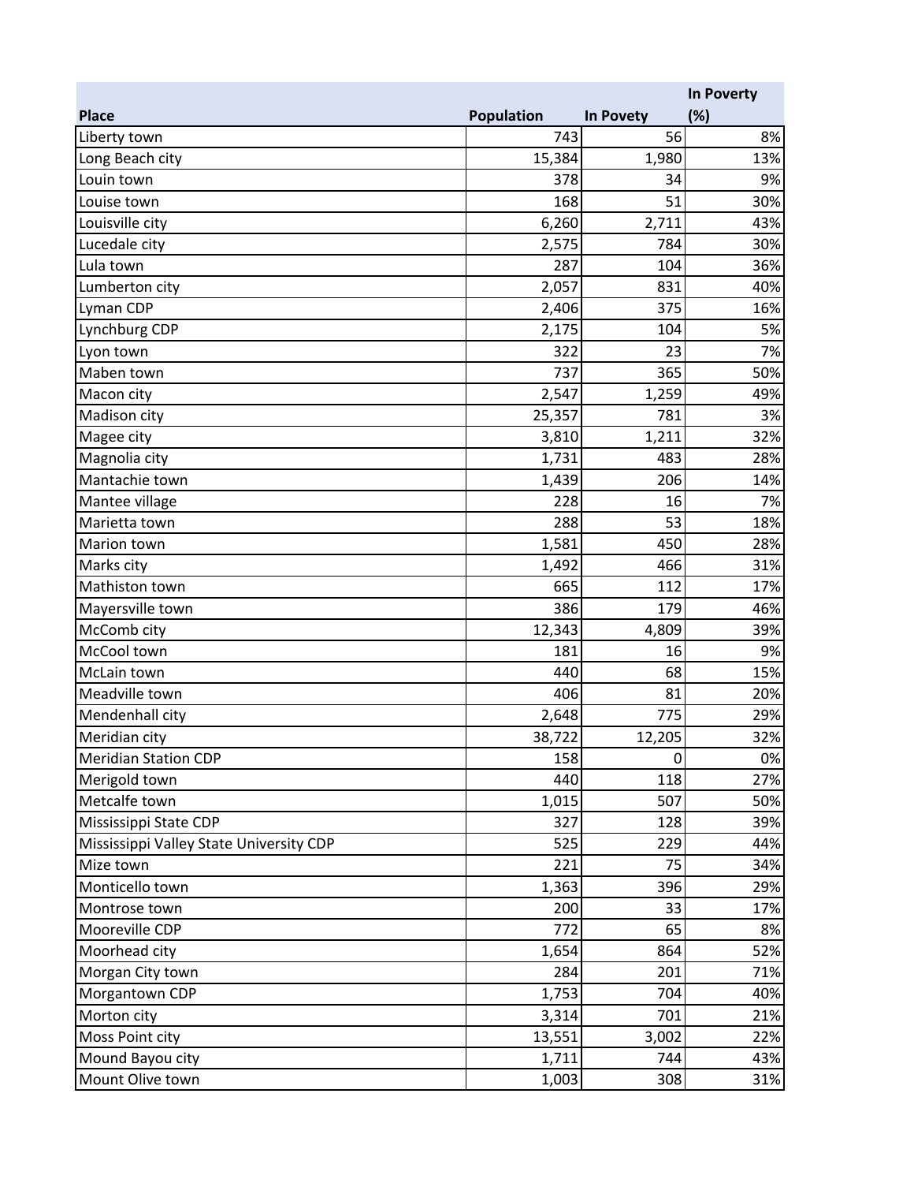| Place | Population | In Povety | In Poverty (%) |
|---|---|---|---|
| Liberty town | 743 | 56 | 8% |
| Long Beach city | 15,384 | 1,980 | 13% |
| Louin town | 378 | 34 | 9% |
| Louise town | 168 | 51 | 30% |
| Louisville city | 6,260 | 2,711 | 43% |
| Lucedale city | 2,575 | 784 | 30% |
| Lula town | 287 | 104 | 36% |
| Lumberton city | 2,057 | 831 | 40% |
| Lyman CDP | 2,406 | 375 | 16% |
| Lynchburg CDP | 2,175 | 104 | 5% |
| Lyon town | 322 | 23 | 7% |
| Maben town | 737 | 365 | 50% |
| Macon city | 2,547 | 1,259 | 49% |
| Madison city | 25,357 | 781 | 3% |
| Magee city | 3,810 | 1,211 | 32% |
| Magnolia city | 1,731 | 483 | 28% |
| Mantachie town | 1,439 | 206 | 14% |
| Mantee village | 228 | 16 | 7% |
| Marietta town | 288 | 53 | 18% |
| Marion town | 1,581 | 450 | 28% |
| Marks city | 1,492 | 466 | 31% |
| Mathiston town | 665 | 112 | 17% |
| Mayersville town | 386 | 179 | 46% |
| McComb city | 12,343 | 4,809 | 39% |
| McCool town | 181 | 16 | 9% |
| McLain town | 440 | 68 | 15% |
| Meadville town | 406 | 81 | 20% |
| Mendenhall city | 2,648 | 775 | 29% |
| Meridian city | 38,722 | 12,205 | 32% |
| Meridian Station CDP | 158 | 0 | 0% |
| Merigold town | 440 | 118 | 27% |
| Metcalfe town | 1,015 | 507 | 50% |
| Mississippi State CDP | 327 | 128 | 39% |
| Mississippi Valley State University CDP | 525 | 229 | 44% |
| Mize town | 221 | 75 | 34% |
| Monticello town | 1,363 | 396 | 29% |
| Montrose town | 200 | 33 | 17% |
| Mooreville CDP | 772 | 65 | 8% |
| Moorhead city | 1,654 | 864 | 52% |
| Morgan City town | 284 | 201 | 71% |
| Morgantown CDP | 1,753 | 704 | 40% |
| Morton city | 3,314 | 701 | 21% |
| Moss Point city | 13,551 | 3,002 | 22% |
| Mound Bayou city | 1,711 | 744 | 43% |
| Mount Olive town | 1,003 | 308 | 31% |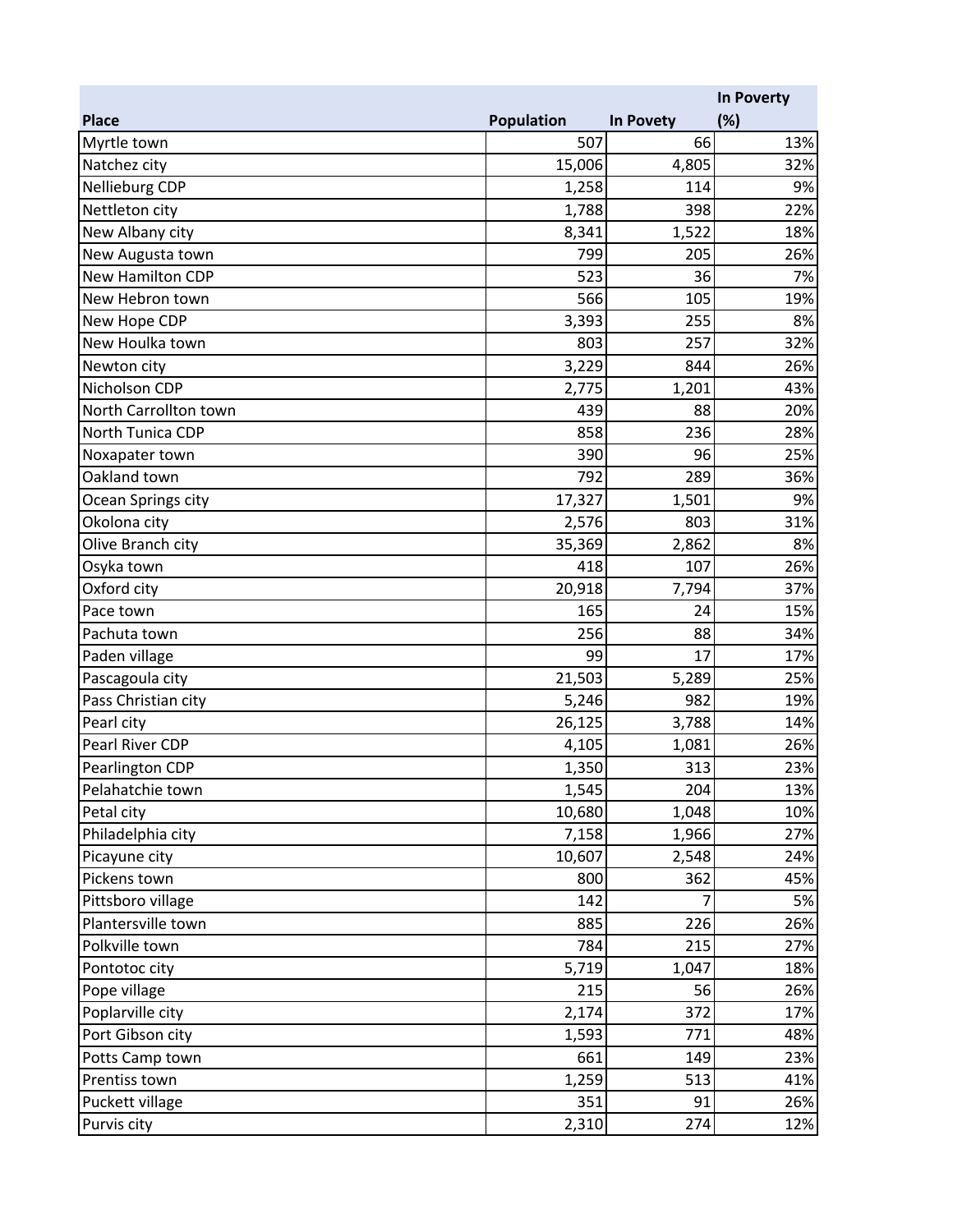| Place | Population | In Povety | In Poverty (%) |
|---|---|---|---|
| Myrtle town | 507 | 66 | 13% |
| Natchez city | 15,006 | 4,805 | 32% |
| Nellieburg CDP | 1,258 | 114 | 9% |
| Nettleton city | 1,788 | 398 | 22% |
| New Albany city | 8,341 | 1,522 | 18% |
| New Augusta town | 799 | 205 | 26% |
| New Hamilton CDP | 523 | 36 | 7% |
| New Hebron town | 566 | 105 | 19% |
| New Hope CDP | 3,393 | 255 | 8% |
| New Houlka town | 803 | 257 | 32% |
| Newton city | 3,229 | 844 | 26% |
| Nicholson CDP | 2,775 | 1,201 | 43% |
| North Carrollton town | 439 | 88 | 20% |
| North Tunica CDP | 858 | 236 | 28% |
| Noxapater town | 390 | 96 | 25% |
| Oakland town | 792 | 289 | 36% |
| Ocean Springs city | 17,327 | 1,501 | 9% |
| Okolona city | 2,576 | 803 | 31% |
| Olive Branch city | 35,369 | 2,862 | 8% |
| Osyka town | 418 | 107 | 26% |
| Oxford city | 20,918 | 7,794 | 37% |
| Pace town | 165 | 24 | 15% |
| Pachuta town | 256 | 88 | 34% |
| Paden village | 99 | 17 | 17% |
| Pascagoula city | 21,503 | 5,289 | 25% |
| Pass Christian city | 5,246 | 982 | 19% |
| Pearl city | 26,125 | 3,788 | 14% |
| Pearl River CDP | 4,105 | 1,081 | 26% |
| Pearlington CDP | 1,350 | 313 | 23% |
| Pelahatchie town | 1,545 | 204 | 13% |
| Petal city | 10,680 | 1,048 | 10% |
| Philadelphia city | 7,158 | 1,966 | 27% |
| Picayune city | 10,607 | 2,548 | 24% |
| Pickens town | 800 | 362 | 45% |
| Pittsboro village | 142 | 7 | 5% |
| Plantersville town | 885 | 226 | 26% |
| Polkville town | 784 | 215 | 27% |
| Pontotoc city | 5,719 | 1,047 | 18% |
| Pope village | 215 | 56 | 26% |
| Poplarville city | 2,174 | 372 | 17% |
| Port Gibson city | 1,593 | 771 | 48% |
| Potts Camp town | 661 | 149 | 23% |
| Prentiss town | 1,259 | 513 | 41% |
| Puckett village | 351 | 91 | 26% |
| Purvis city | 2,310 | 274 | 12% |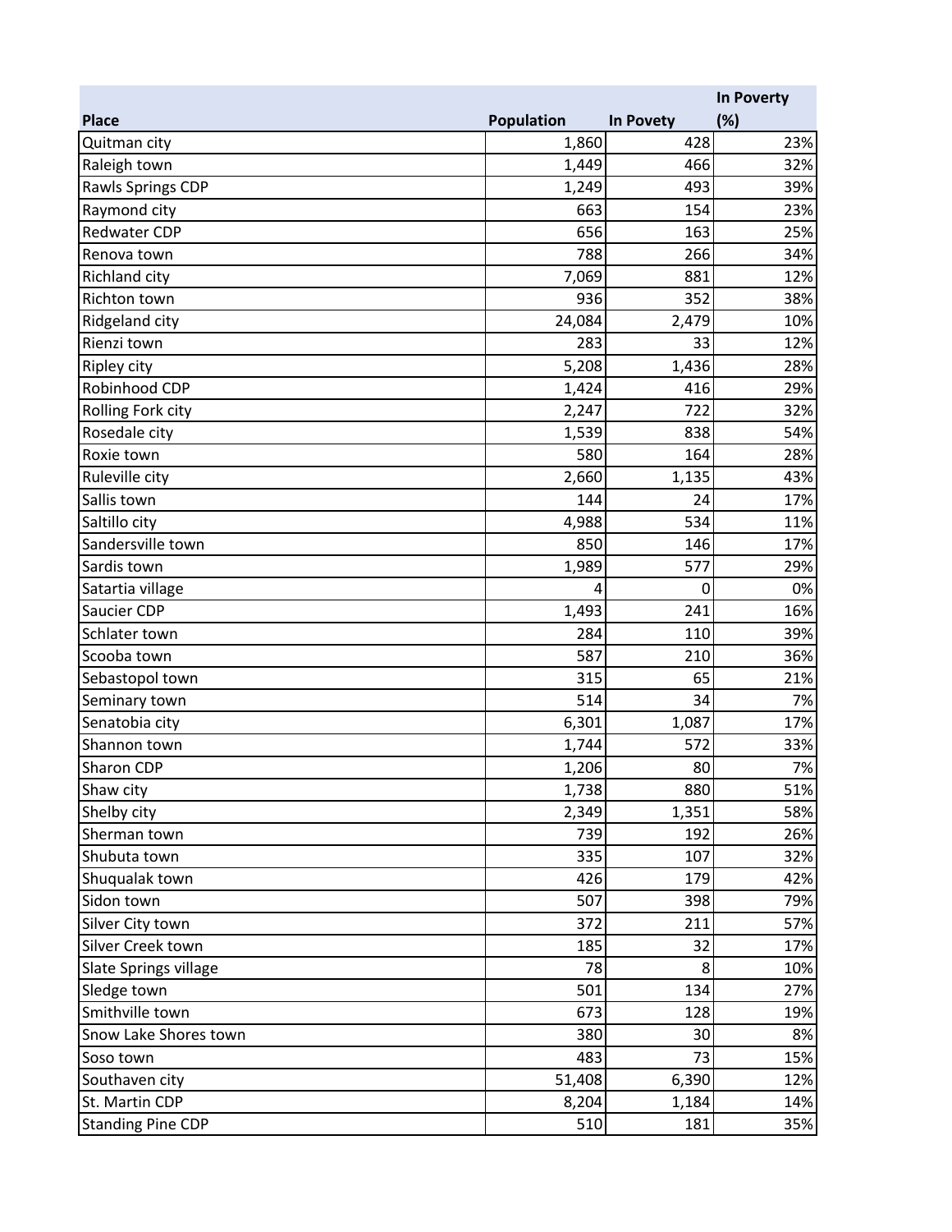| Place | Population | In Povety | In Poverty (%) |
|---|---|---|---|
| Quitman city | 1,860 | 428 | 23% |
| Raleigh town | 1,449 | 466 | 32% |
| Rawls Springs CDP | 1,249 | 493 | 39% |
| Raymond city | 663 | 154 | 23% |
| Redwater CDP | 656 | 163 | 25% |
| Renova town | 788 | 266 | 34% |
| Richland city | 7,069 | 881 | 12% |
| Richton town | 936 | 352 | 38% |
| Ridgeland city | 24,084 | 2,479 | 10% |
| Rienzi town | 283 | 33 | 12% |
| Ripley city | 5,208 | 1,436 | 28% |
| Robinhood CDP | 1,424 | 416 | 29% |
| Rolling Fork city | 2,247 | 722 | 32% |
| Rosedale city | 1,539 | 838 | 54% |
| Roxie town | 580 | 164 | 28% |
| Ruleville city | 2,660 | 1,135 | 43% |
| Sallis town | 144 | 24 | 17% |
| Saltillo city | 4,988 | 534 | 11% |
| Sandersville town | 850 | 146 | 17% |
| Sardis town | 1,989 | 577 | 29% |
| Satartia village | 4 | 0 | 0% |
| Saucier CDP | 1,493 | 241 | 16% |
| Schlater town | 284 | 110 | 39% |
| Scooba town | 587 | 210 | 36% |
| Sebastopol town | 315 | 65 | 21% |
| Seminary town | 514 | 34 | 7% |
| Senatobia city | 6,301 | 1,087 | 17% |
| Shannon town | 1,744 | 572 | 33% |
| Sharon CDP | 1,206 | 80 | 7% |
| Shaw city | 1,738 | 880 | 51% |
| Shelby city | 2,349 | 1,351 | 58% |
| Sherman town | 739 | 192 | 26% |
| Shubuta town | 335 | 107 | 32% |
| Shuqualak town | 426 | 179 | 42% |
| Sidon town | 507 | 398 | 79% |
| Silver City town | 372 | 211 | 57% |
| Silver Creek town | 185 | 32 | 17% |
| Slate Springs village | 78 | 8 | 10% |
| Sledge town | 501 | 134 | 27% |
| Smithville town | 673 | 128 | 19% |
| Snow Lake Shores town | 380 | 30 | 8% |
| Soso town | 483 | 73 | 15% |
| Southaven city | 51,408 | 6,390 | 12% |
| St. Martin CDP | 8,204 | 1,184 | 14% |
| Standing Pine CDP | 510 | 181 | 35% |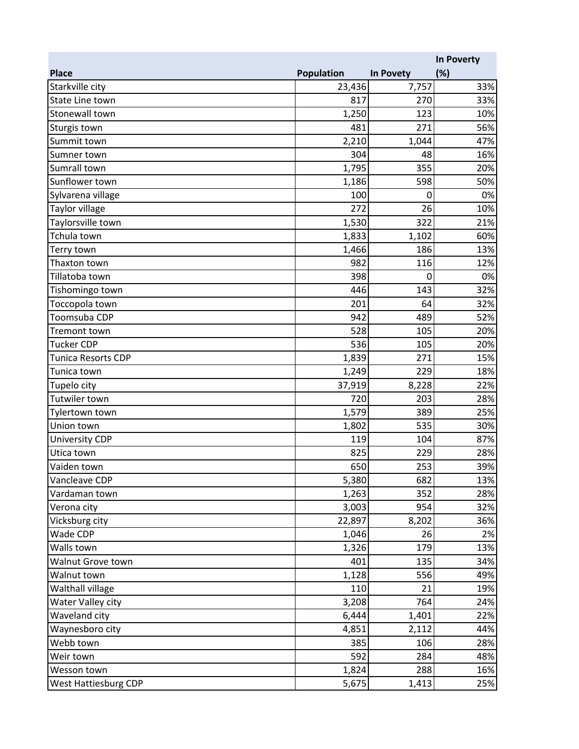| Place | Population | In Povety | In Poverty (%) |
|---|---|---|---|
| Starkville city | 23,436 | 7,757 | 33% |
| State Line town | 817 | 270 | 33% |
| Stonewall town | 1,250 | 123 | 10% |
| Sturgis town | 481 | 271 | 56% |
| Summit town | 2,210 | 1,044 | 47% |
| Sumner town | 304 | 48 | 16% |
| Sumrall town | 1,795 | 355 | 20% |
| Sunflower town | 1,186 | 598 | 50% |
| Sylvarena village | 100 | 0 | 0% |
| Taylor village | 272 | 26 | 10% |
| Taylorsville town | 1,530 | 322 | 21% |
| Tchula town | 1,833 | 1,102 | 60% |
| Terry town | 1,466 | 186 | 13% |
| Thaxton town | 982 | 116 | 12% |
| Tillatoba town | 398 | 0 | 0% |
| Tishomingo town | 446 | 143 | 32% |
| Toccopola town | 201 | 64 | 32% |
| Toomsuba CDP | 942 | 489 | 52% |
| Tremont town | 528 | 105 | 20% |
| Tucker CDP | 536 | 105 | 20% |
| Tunica Resorts CDP | 1,839 | 271 | 15% |
| Tunica town | 1,249 | 229 | 18% |
| Tupelo city | 37,919 | 8,228 | 22% |
| Tutwiler town | 720 | 203 | 28% |
| Tylertown town | 1,579 | 389 | 25% |
| Union town | 1,802 | 535 | 30% |
| University CDP | 119 | 104 | 87% |
| Utica town | 825 | 229 | 28% |
| Vaiden town | 650 | 253 | 39% |
| Vancleave CDP | 5,380 | 682 | 13% |
| Vardaman town | 1,263 | 352 | 28% |
| Verona city | 3,003 | 954 | 32% |
| Vicksburg city | 22,897 | 8,202 | 36% |
| Wade CDP | 1,046 | 26 | 2% |
| Walls town | 1,326 | 179 | 13% |
| Walnut Grove town | 401 | 135 | 34% |
| Walnut town | 1,128 | 556 | 49% |
| Walthall village | 110 | 21 | 19% |
| Water Valley city | 3,208 | 764 | 24% |
| Waveland city | 6,444 | 1,401 | 22% |
| Waynesboro city | 4,851 | 2,112 | 44% |
| Webb town | 385 | 106 | 28% |
| Weir town | 592 | 284 | 48% |
| Wesson town | 1,824 | 288 | 16% |
| West Hattiesburg CDP | 5,675 | 1,413 | 25% |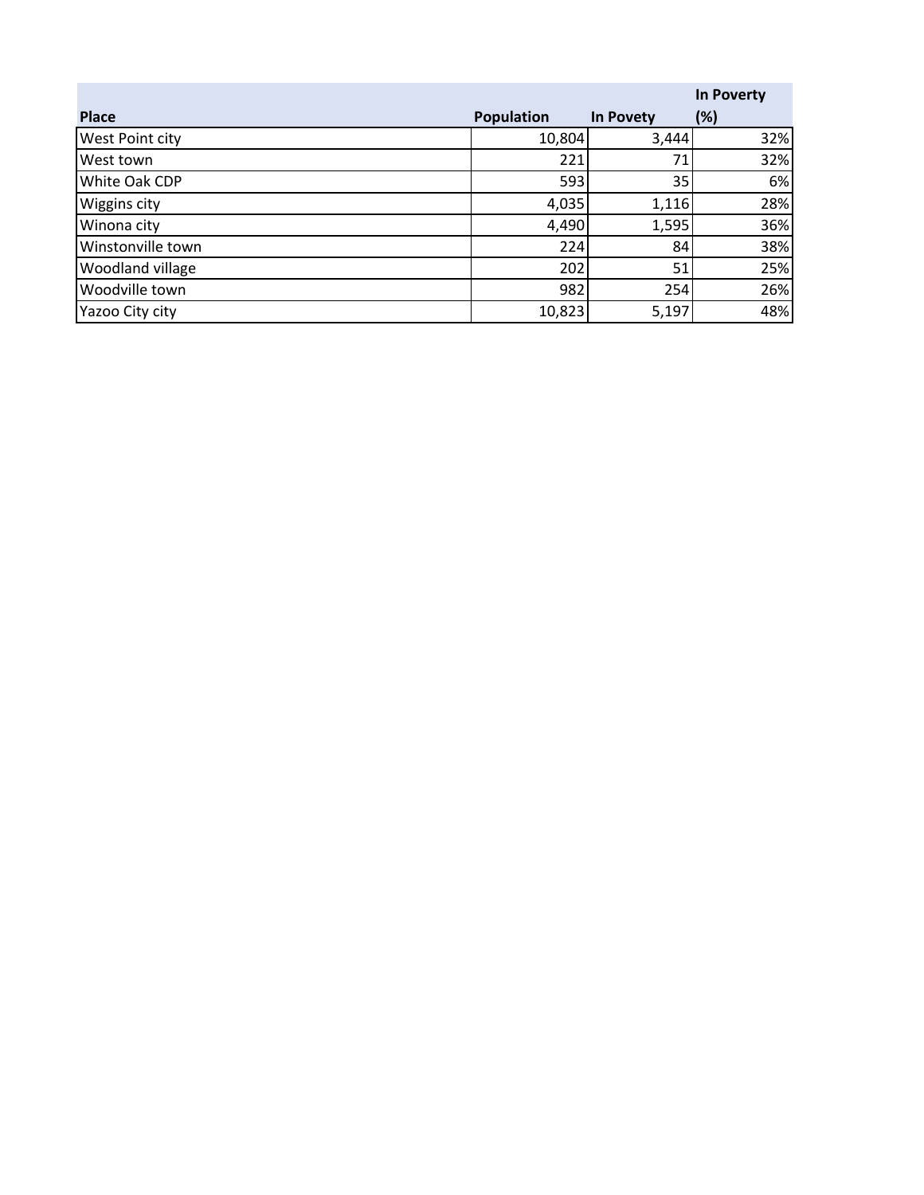| Place | Population | In Povety | In Poverty (%) |
|---|---|---|---|
| West Point city | 10,804 | 3,444 | 32% |
| West town | 221 | 71 | 32% |
| White Oak CDP | 593 | 35 | 6% |
| Wiggins city | 4,035 | 1,116 | 28% |
| Winona city | 4,490 | 1,595 | 36% |
| Winstonville town | 224 | 84 | 38% |
| Woodland village | 202 | 51 | 25% |
| Woodville town | 982 | 254 | 26% |
| Yazoo City city | 10,823 | 5,197 | 48% |